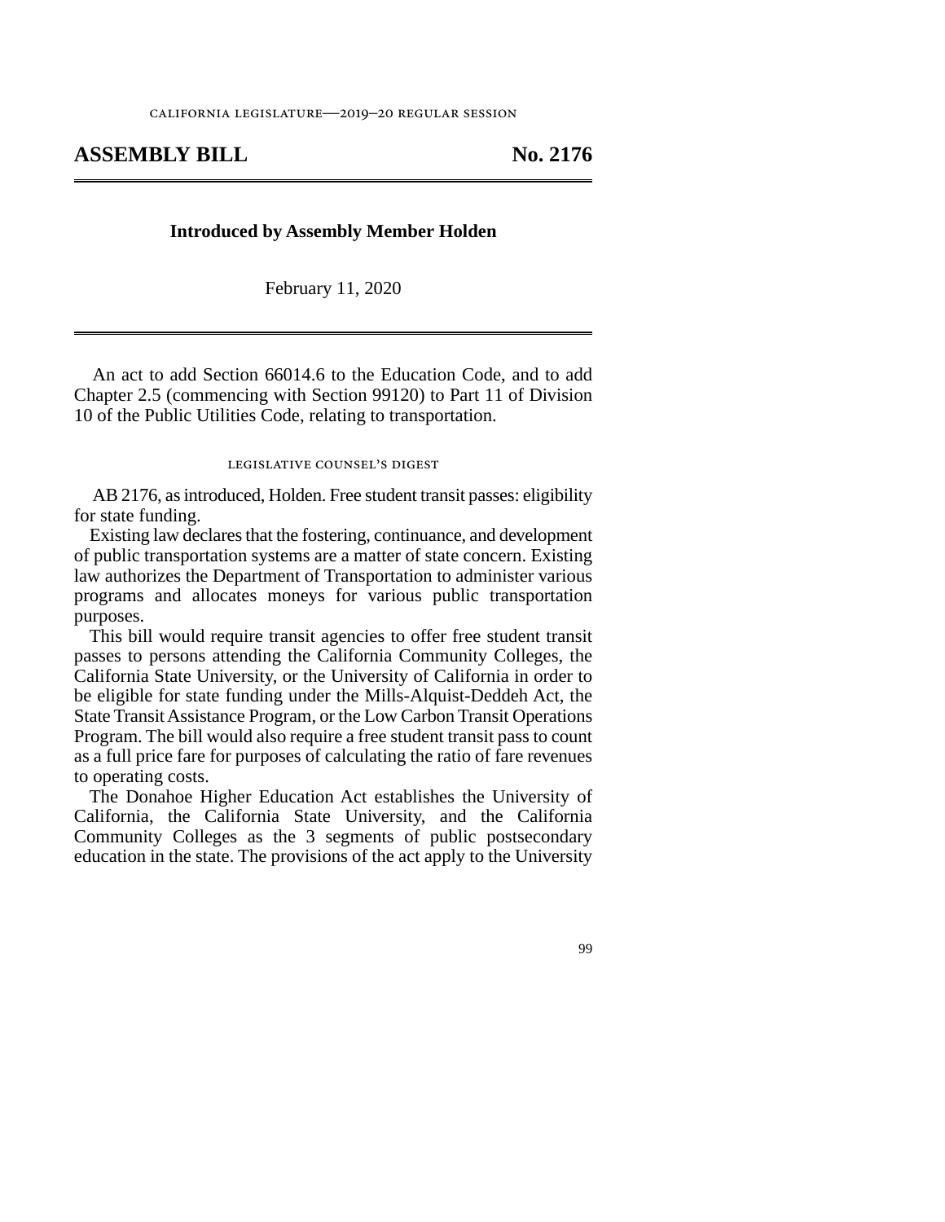CALIFORNIA LEGISLATURE—2019–20 REGULAR SESSION

# ASSEMBLY BILL No. 2176

**Introduced by Assembly Member Holden**

February 11, 2020

An act to add Section 66014.6 to the Education Code, and to add Chapter 2.5 (commencing with Section 99120) to Part 11 of Division 10 of the Public Utilities Code, relating to transportation.

LEGISLATIVE COUNSEL'S DIGEST

AB 2176, as introduced, Holden. Free student transit passes: eligibility for state funding.

Existing law declares that the fostering, continuance, and development of public transportation systems are a matter of state concern. Existing law authorizes the Department of Transportation to administer various programs and allocates moneys for various public transportation purposes.

This bill would require transit agencies to offer free student transit passes to persons attending the California Community Colleges, the California State University, or the University of California in order to be eligible for state funding under the Mills-Alquist-Deddeh Act, the State Transit Assistance Program, or the Low Carbon Transit Operations Program. The bill would also require a free student transit pass to count as a full price fare for purposes of calculating the ratio of fare revenues to operating costs.

The Donahoe Higher Education Act establishes the University of California, the California State University, and the California Community Colleges as the 3 segments of public postsecondary education in the state. The provisions of the act apply to the University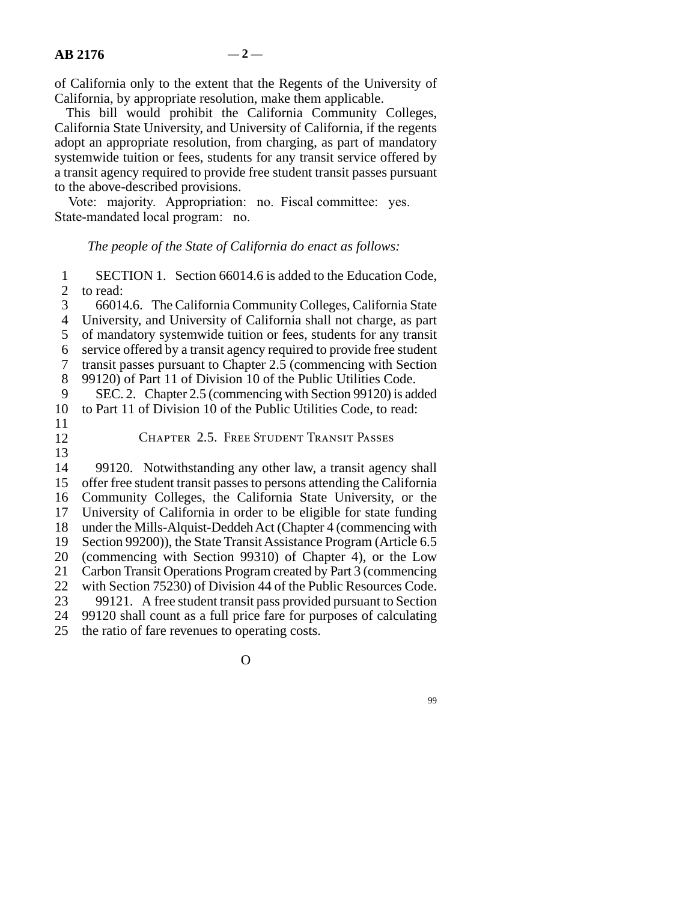of California only to the extent that the Regents of the University of California, by appropriate resolution, make them applicable.

This bill would prohibit the California Community Colleges, California State University, and University of California, if the regents adopt an appropriate resolution, from charging, as part of mandatory systemwide tuition or fees, students for any transit service offered by a transit agency required to provide free student transit passes pursuant to the above-described provisions.

Vote: majority. Appropriation: no. Fiscal committee: yes. State-mandated local program: no.

*The people of the State of California do enact as follows:*

SECTION 1. Section 66014.6 is added to the Education Code, to read:

66014.6. The California Community Colleges, California State University, and University of California shall not charge, as part of mandatory systemwide tuition or fees, students for any transit service offered by a transit agency required to provide free student transit passes pursuant to Chapter 2.5 (commencing with Section 99120) of Part 11 of Division 10 of the Public Utilities Code.

SEC. 2. Chapter 2.5 (commencing with Section 99120) is added to Part 11 of Division 10 of the Public Utilities Code, to read:

## Chapter 2.5. Free Student Transit Passes

99120. Notwithstanding any other law, a transit agency shall offer free student transit passes to persons attending the California Community Colleges, the California State University, or the University of California in order to be eligible for state funding under the Mills-Alquist-Deddeh Act (Chapter 4 (commencing with Section 99200)), the State Transit Assistance Program (Article 6.5 (commencing with Section 99310) of Chapter 4), or the Low Carbon Transit Operations Program created by Part 3 (commencing with Section 75230) of Division 44 of the Public Resources Code.

99121. A free student transit pass provided pursuant to Section 99120 shall count as a full price fare for purposes of calculating the ratio of fare revenues to operating costs.

O